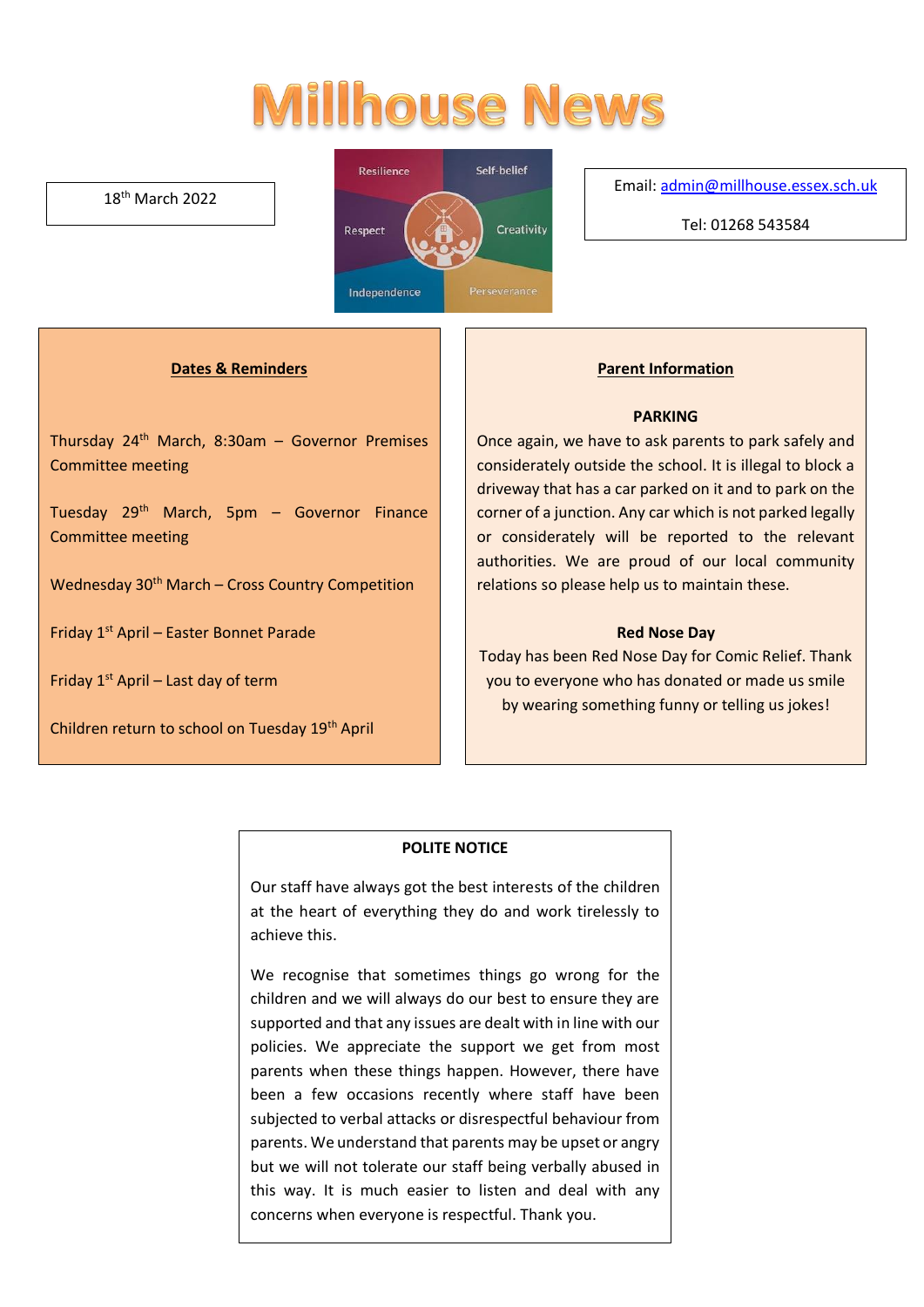# Millhouse News

18th March 2022

Email: admin@millhouse.essex.sch.uk

Tel: 01268 543584

## Dates & Reminders

Thursday 24th March, 8:30am – Governor Premises Committee meeting

Tuesday 29th March, 5pm – Governor Finance Committee meeting

Wednesday 30th March – Cross Country Competition

Friday 1st April – Easter Bonnet Parade

Friday 1st April – Last day of term

Children return to school on Tuesday 19th April

## Parent Information

### PARKING

Once again, we have to ask parents to park safely and considerately outside the school. It is illegal to block a driveway that has a car parked on it and to park on the corner of a junction. Any car which is not parked legally or considerately will be reported to the relevant authorities. We are proud of our local community relations so please help us to maintain these.

### Red Nose Day

Today has been Red Nose Day for Comic Relief. Thank you to everyone who has donated or made us smile by wearing something funny or telling us jokes!

## POLITE NOTICE

Our staff have always got the best interests of the children at the heart of everything they do and work tirelessly to achieve this.

We recognise that sometimes things go wrong for the children and we will always do our best to ensure they are supported and that any issues are dealt with in line with our policies. We appreciate the support we get from most parents when these things happen. However, there have been a few occasions recently where staff have been subjected to verbal attacks or disrespectful behaviour from parents. We understand that parents may be upset or angry but we will not tolerate our staff being verbally abused in this way. It is much easier to listen and deal with any concerns when everyone is respectful. Thank you.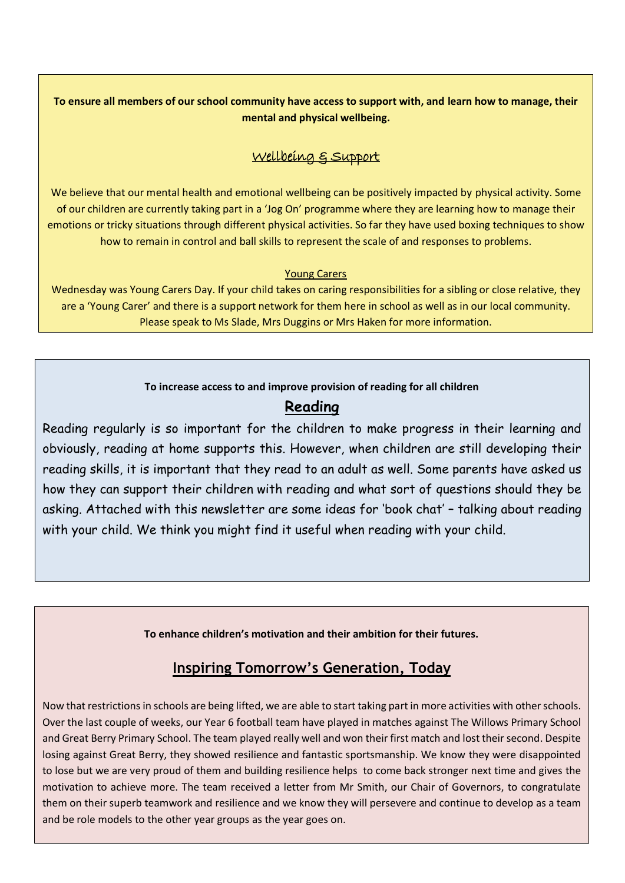**To ensure all members of our school community have access to support with, and learn how to manage, their mental and physical wellbeing.**

## Wellbeing & Support

We believe that our mental health and emotional wellbeing can be positively impacted by physical activity. Some of our children are currently taking part in a 'Jog On' programme where they are learning how to manage their emotions or tricky situations through different physical activities. So far they have used boxing techniques to show how to remain in control and ball skills to represent the scale of and responses to problems.

### Young Carers

Wednesday was Young Carers Day. If your child takes on caring responsibilities for a sibling or close relative, they are a 'Young Carer' and there is a support network for them here in school as well as in our local community. Please speak to Ms Slade, Mrs Duggins or Mrs Haken for more information.

**To increase access to and improve provision of reading for all children**

## Reading

Reading regularly is so important for the children to make progress in their learning and obviously, reading at home supports this. However, when children are still developing their reading skills, it is important that they read to an adult as well. Some parents have asked us how they can support their children with reading and what sort of questions should they be asking. Attached with this newsletter are some ideas for 'book chat' – talking about reading with your child. We think you might find it useful when reading with your child.

**To enhance children's motivation and their ambition for their futures.**

## Inspiring Tomorrow's Generation, Today

Now that restrictions in schools are being lifted, we are able to start taking part in more activities with other schools. Over the last couple of weeks, our Year 6 football team have played in matches against The Willows Primary School and Great Berry Primary School. The team played really well and won their first match and lost their second. Despite losing against Great Berry, they showed resilience and fantastic sportsmanship. We know they were disappointed to lose but we are very proud of them and building resilience helps to come back stronger next time and gives the motivation to achieve more. The team received a letter from Mr Smith, our Chair of Governors, to congratulate them on their superb teamwork and resilience and we know they will persevere and continue to develop as a team and be role models to the other year groups as the year goes on.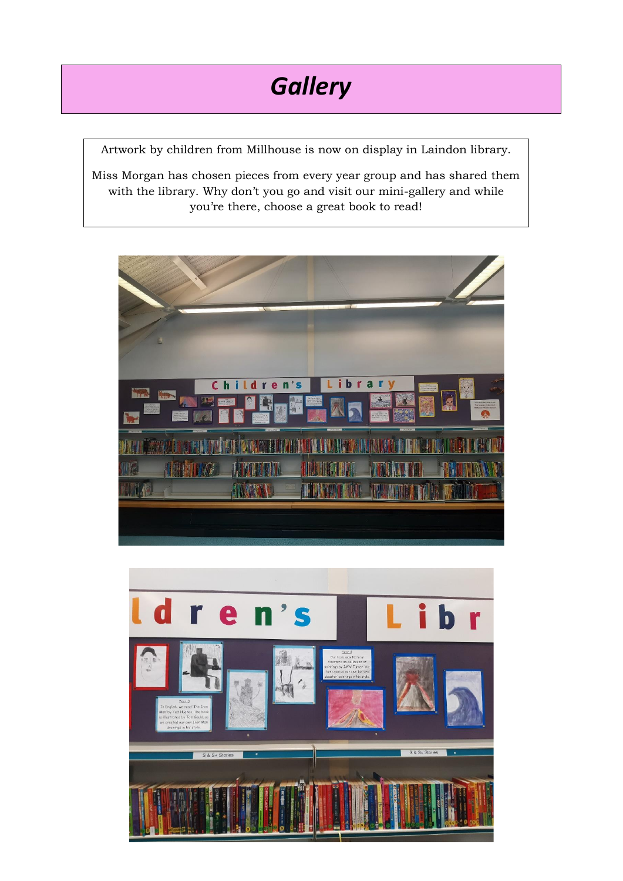# *Gallery*

Artwork by children from Millhouse is now on display in Laindon library.

Miss Morgan has chosen pieces from every year group and has shared them with the library. Why don't you go and visit our mini-gallery and while you're there, choose a great book to read!